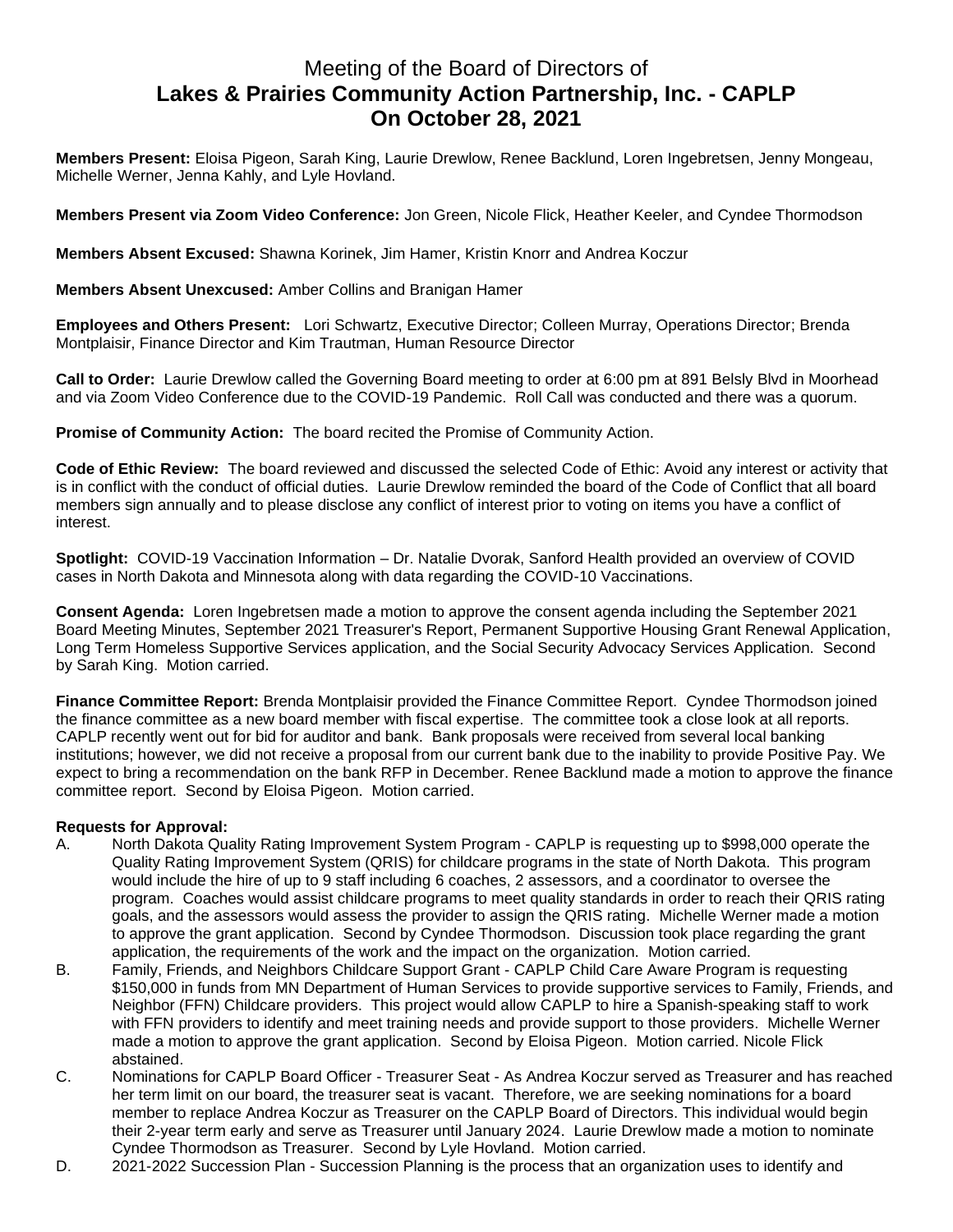# Meeting of the Board of Directors of
# **Lakes & Prairies Community Action Partnership, Inc. - CAPLP**
# **On October 28, 2021**

**Members Present:** Eloisa Pigeon, Sarah King, Laurie Drewlow, Renee Backlund, Loren Ingebretsen, Jenny Mongeau, Michelle Werner, Jenna Kahly, and Lyle Hovland.

**Members Present via Zoom Video Conference:** Jon Green, Nicole Flick, Heather Keeler, and Cyndee Thormodson

**Members Absent Excused:** Shawna Korinek, Jim Hamer, Kristin Knorr and Andrea Koczur

**Members Absent Unexcused:** Amber Collins and Branigan Hamer

**Employees and Others Present:** Lori Schwartz, Executive Director; Colleen Murray, Operations Director; Brenda Montplaisir, Finance Director and Kim Trautman, Human Resource Director

**Call to Order:** Laurie Drewlow called the Governing Board meeting to order at 6:00 pm at 891 Belsly Blvd in Moorhead and via Zoom Video Conference due to the COVID-19 Pandemic. Roll Call was conducted and there was a quorum.

**Promise of Community Action:** The board recited the Promise of Community Action.

**Code of Ethic Review:** The board reviewed and discussed the selected Code of Ethic: Avoid any interest or activity that is in conflict with the conduct of official duties. Laurie Drewlow reminded the board of the Code of Conflict that all board members sign annually and to please disclose any conflict of interest prior to voting on items you have a conflict of interest.

**Spotlight:** COVID-19 Vaccination Information – Dr. Natalie Dvorak, Sanford Health provided an overview of COVID cases in North Dakota and Minnesota along with data regarding the COVID-10 Vaccinations.

**Consent Agenda:** Loren Ingebretsen made a motion to approve the consent agenda including the September 2021 Board Meeting Minutes, September 2021 Treasurer's Report, Permanent Supportive Housing Grant Renewal Application, Long Term Homeless Supportive Services application, and the Social Security Advocacy Services Application. Second by Sarah King. Motion carried.

**Finance Committee Report:** Brenda Montplaisir provided the Finance Committee Report. Cyndee Thormodson joined the finance committee as a new board member with fiscal expertise. The committee took a close look at all reports. CAPLP recently went out for bid for auditor and bank. Bank proposals were received from several local banking institutions; however, we did not receive a proposal from our current bank due to the inability to provide Positive Pay. We expect to bring a recommendation on the bank RFP in December. Renee Backlund made a motion to approve the finance committee report. Second by Eloisa Pigeon. Motion carried.

**Requests for Approval:**

A. North Dakota Quality Rating Improvement System Program - CAPLP is requesting up to $998,000 operate the Quality Rating Improvement System (QRIS) for childcare programs in the state of North Dakota. This program would include the hire of up to 9 staff including 6 coaches, 2 assessors, and a coordinator to oversee the program. Coaches would assist childcare programs to meet quality standards in order to reach their QRIS rating goals, and the assessors would assess the provider to assign the QRIS rating. Michelle Werner made a motion to approve the grant application. Second by Cyndee Thormodson. Discussion took place regarding the grant application, the requirements of the work and the impact on the organization. Motion carried.

B. Family, Friends, and Neighbors Childcare Support Grant - CAPLP Child Care Aware Program is requesting $150,000 in funds from MN Department of Human Services to provide supportive services to Family, Friends, and Neighbor (FFN) Childcare providers. This project would allow CAPLP to hire a Spanish-speaking staff to work with FFN providers to identify and meet training needs and provide support to those providers. Michelle Werner made a motion to approve the grant application. Second by Eloisa Pigeon. Motion carried. Nicole Flick abstained.

C. Nominations for CAPLP Board Officer - Treasurer Seat - As Andrea Koczur served as Treasurer and has reached her term limit on our board, the treasurer seat is vacant. Therefore, we are seeking nominations for a board member to replace Andrea Koczur as Treasurer on the CAPLP Board of Directors. This individual would begin their 2-year term early and serve as Treasurer until January 2024. Laurie Drewlow made a motion to nominate Cyndee Thormodson as Treasurer. Second by Lyle Hovland. Motion carried.

D. 2021-2022 Succession Plan - Succession Planning is the process that an organization uses to identify and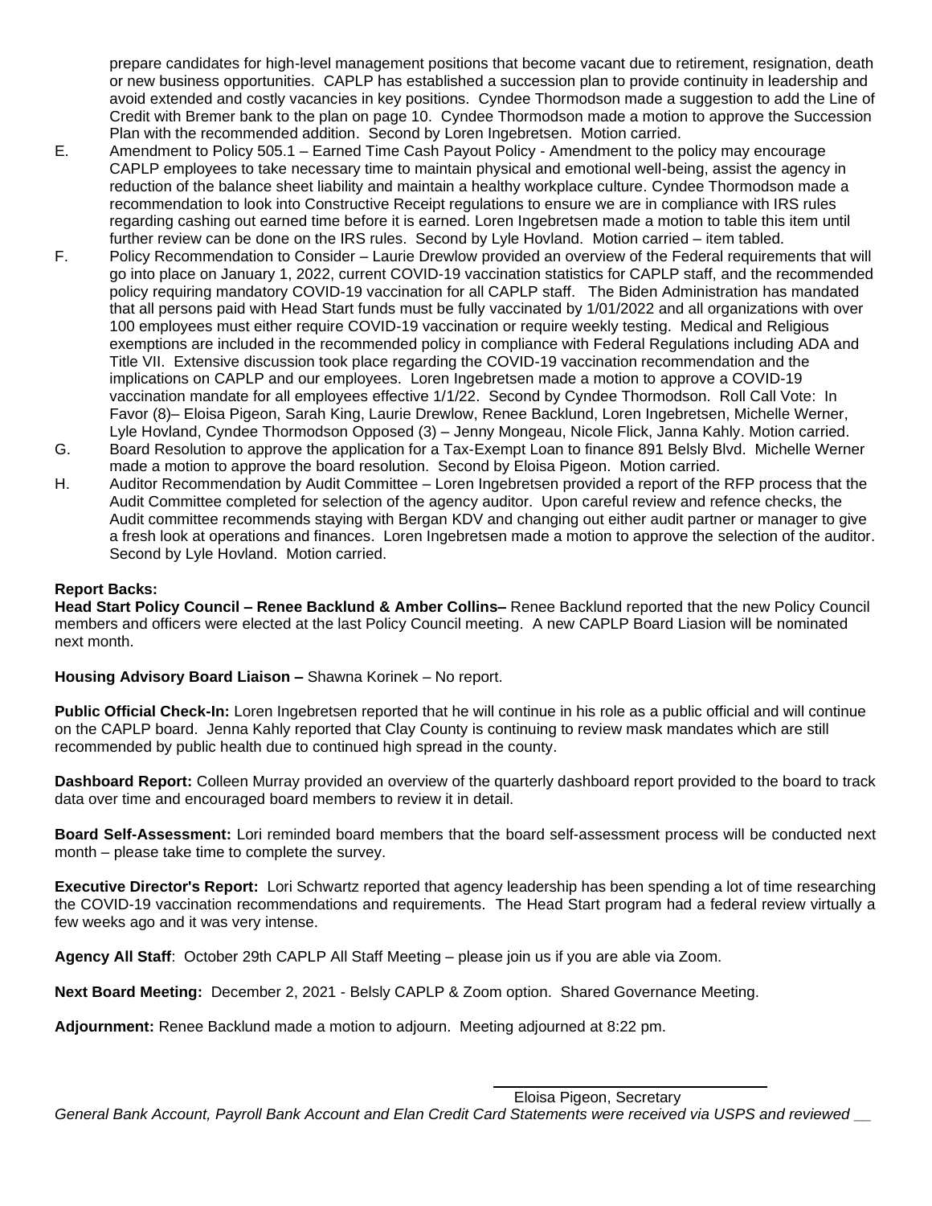prepare candidates for high-level management positions that become vacant due to retirement, resignation, death or new business opportunities. CAPLP has established a succession plan to provide continuity in leadership and avoid extended and costly vacancies in key positions. Cyndee Thormodson made a suggestion to add the Line of Credit with Bremer bank to the plan on page 10. Cyndee Thormodson made a motion to approve the Succession Plan with the recommended addition. Second by Loren Ingebretsen. Motion carried.

E. Amendment to Policy 505.1 – Earned Time Cash Payout Policy - Amendment to the policy may encourage CAPLP employees to take necessary time to maintain physical and emotional well-being, assist the agency in reduction of the balance sheet liability and maintain a healthy workplace culture. Cyndee Thormodson made a recommendation to look into Constructive Receipt regulations to ensure we are in compliance with IRS rules regarding cashing out earned time before it is earned. Loren Ingebretsen made a motion to table this item until further review can be done on the IRS rules. Second by Lyle Hovland. Motion carried – item tabled.

F. Policy Recommendation to Consider – Laurie Drewlow provided an overview of the Federal requirements that will go into place on January 1, 2022, current COVID-19 vaccination statistics for CAPLP staff, and the recommended policy requiring mandatory COVID-19 vaccination for all CAPLP staff. The Biden Administration has mandated that all persons paid with Head Start funds must be fully vaccinated by 1/01/2022 and all organizations with over 100 employees must either require COVID-19 vaccination or require weekly testing. Medical and Religious exemptions are included in the recommended policy in compliance with Federal Regulations including ADA and Title VII. Extensive discussion took place regarding the COVID-19 vaccination recommendation and the implications on CAPLP and our employees. Loren Ingebretsen made a motion to approve a COVID-19 vaccination mandate for all employees effective 1/1/22. Second by Cyndee Thormodson. Roll Call Vote: In Favor (8)– Eloisa Pigeon, Sarah King, Laurie Drewlow, Renee Backlund, Loren Ingebretsen, Michelle Werner, Lyle Hovland, Cyndee Thormodson Opposed (3) – Jenny Mongeau, Nicole Flick, Janna Kahly. Motion carried.

G. Board Resolution to approve the application for a Tax-Exempt Loan to finance 891 Belsly Blvd. Michelle Werner made a motion to approve the board resolution. Second by Eloisa Pigeon. Motion carried.

H. Auditor Recommendation by Audit Committee – Loren Ingebretsen provided a report of the RFP process that the Audit Committee completed for selection of the agency auditor. Upon careful review and refence checks, the Audit committee recommends staying with Bergan KDV and changing out either audit partner or manager to give a fresh look at operations and finances. Loren Ingebretsen made a motion to approve the selection of the auditor. Second by Lyle Hovland. Motion carried.

**Report Backs:**

**Head Start Policy Council – Renee Backlund & Amber Collins–** Renee Backlund reported that the new Policy Council members and officers were elected at the last Policy Council meeting. A new CAPLP Board Liasion will be nominated next month.

**Housing Advisory Board Liaison –** Shawna Korinek – No report.

**Public Official Check-In:** Loren Ingebretsen reported that he will continue in his role as a public official and will continue on the CAPLP board. Jenna Kahly reported that Clay County is continuing to review mask mandates which are still recommended by public health due to continued high spread in the county.

**Dashboard Report:** Colleen Murray provided an overview of the quarterly dashboard report provided to the board to track data over time and encouraged board members to review it in detail.

**Board Self-Assessment:** Lori reminded board members that the board self-assessment process will be conducted next month – please take time to complete the survey.

**Executive Director's Report:** Lori Schwartz reported that agency leadership has been spending a lot of time researching the COVID-19 vaccination recommendations and requirements. The Head Start program had a federal review virtually a few weeks ago and it was very intense.

**Agency All Staff**: October 29th CAPLP All Staff Meeting – please join us if you are able via Zoom.

**Next Board Meeting:** December 2, 2021 - Belsly CAPLP & Zoom option. Shared Governance Meeting.

**Adjournment:** Renee Backlund made a motion to adjourn. Meeting adjourned at 8:22 pm.

Eloisa Pigeon, Secretary

*General Bank Account, Payroll Bank Account and Elan Credit Card Statements were received via USPS and reviewed __*